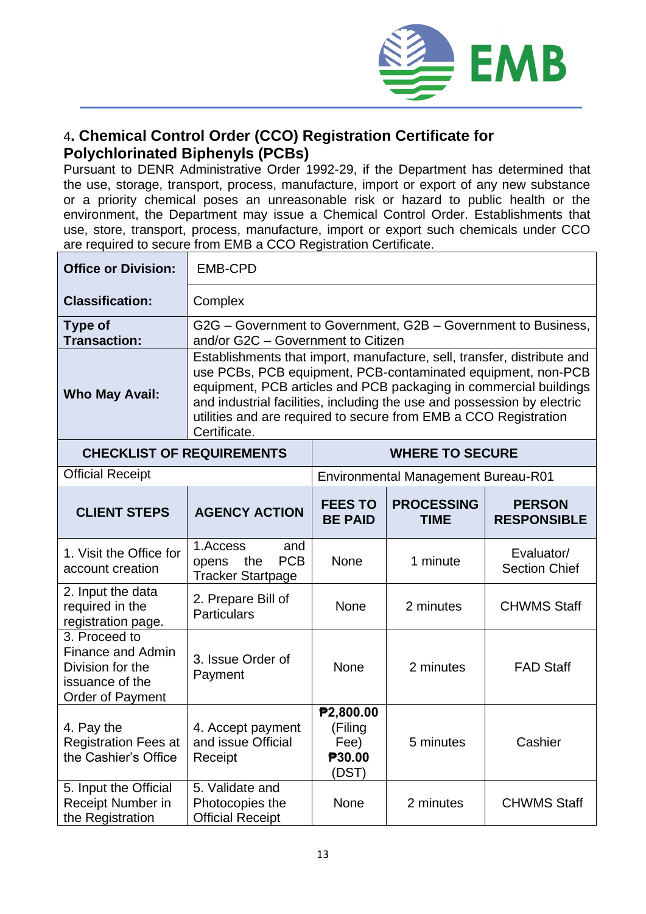## 4. Chemical Control Order (CCO) Registration Certificate for Polychlorinated Biphenyls (PCBs)

Pursuant to DENR Administrative Order 1992-29, if the Department has determined that the use, storage, transport, process, manufacture, import or export of any new substance or a priority chemical poses an unreasonable risk or hazard to public health or the environment, the Department may issue a Chemical Control Order. Establishments that use, store, transport, process, manufacture, import or export such chemicals under CCO are required to secure from EMB a CCO Registration Certificate.

| **Office or Division:** | EMB-CPD | | | |
|---|---|---|---|---|
| **Classification:** | Complex | | | |
| **Type of Transaction:** | G2G – Government to Government, G2B – Government to Business, and/or G2C – Government to Citizen | | | |
| **Who May Avail:** | Establishments that import, manufacture, sell, transfer, distribute and use PCBs, PCB equipment, PCB-contaminated equipment, non-PCB equipment, PCB articles and PCB packaging in commercial buildings and industrial facilities, including the use and possession by electric utilities and are required to secure from EMB a CCO Registration Certificate. | | | |
| **CHECKLIST OF REQUIREMENTS** | | **WHERE TO SECURE** | | |
| Official Receipt | | Environmental Management Bureau-R01 | | |
| **CLIENT STEPS** | **AGENCY ACTION** | **FEES TO BE PAID** | **PROCESSING TIME** | **PERSON RESPONSIBLE** |
| 1. Visit the Office for account creation | 1.Access and opens the PCB Tracker Startpage | None | 1 minute | Evaluator/ Section Chief |
| 2. Input the data required in the registration page. | 2. Prepare Bill of Particulars | None | 2 minutes | CHWMS Staff |
| 3. Proceed to Finance and Admin Division for the issuance of the Order of Payment | 3. Issue Order of Payment | None | 2 minutes | FAD Staff |
| 4. Pay the Registration Fees at the Cashier's Office | 4. Accept payment and issue Official Receipt | **₱2,800.00** (Filing Fee) **₱30.00** (DST) | 5 minutes | Cashier |
| 5. Input the Official Receipt Number in the Registration | 5. Validate and Photocopies the Official Receipt | None | 2 minutes | CHWMS Staff |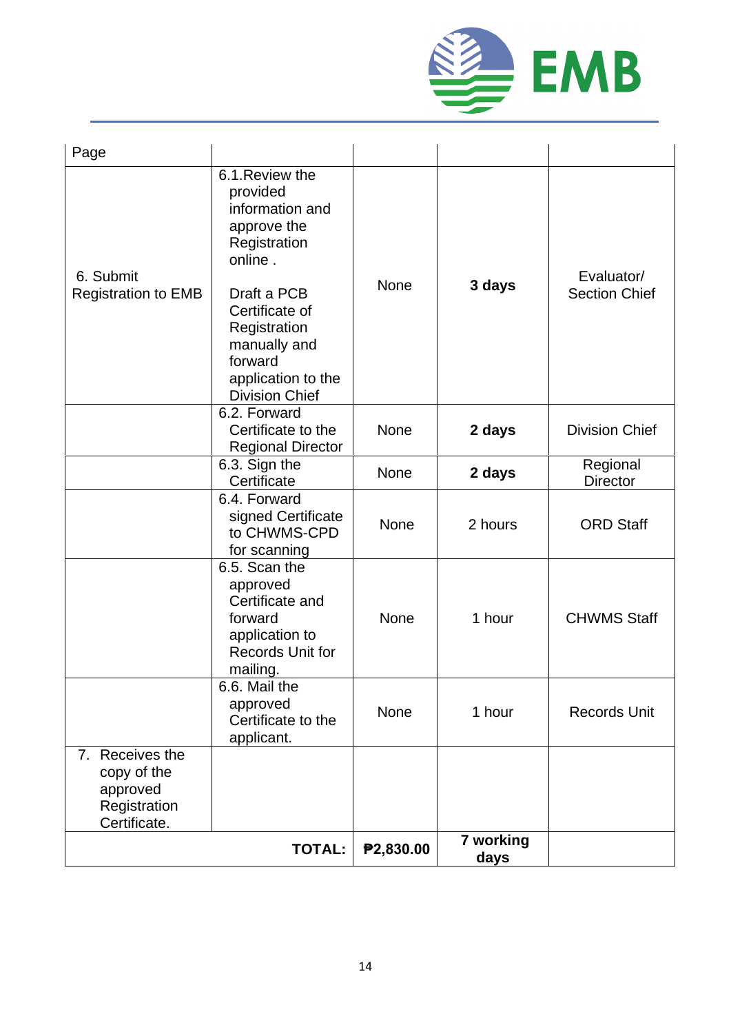| | | | | |
|---|---|---|---|---|
| Page | | | | |
| 6. Submit Registration to EMB | 6.1.Review the provided information and approve the Registration online .<br><br>Draft a PCB Certificate of Registration manually and forward application to the Division Chief | None | **3 days** | Evaluator/ Section Chief |
| | 6.2. Forward Certificate to the Regional Director | None | **2 days** | Division Chief |
| | 6.3. Sign the Certificate | None | **2 days** | Regional Director |
| | 6.4. Forward signed Certificate to CHWMS-CPD for scanning | None | 2 hours | ORD Staff |
| | 6.5. Scan the approved Certificate and forward application to Records Unit for mailing. | None | 1 hour | CHWMS Staff |
| | 6.6. Mail the approved Certificate to the applicant. | None | 1 hour | Records Unit |
| 7. Receives the copy of the approved Registration Certificate. | | | | |
| | **TOTAL:** | **₱2,830.00** | **7 working days** | |